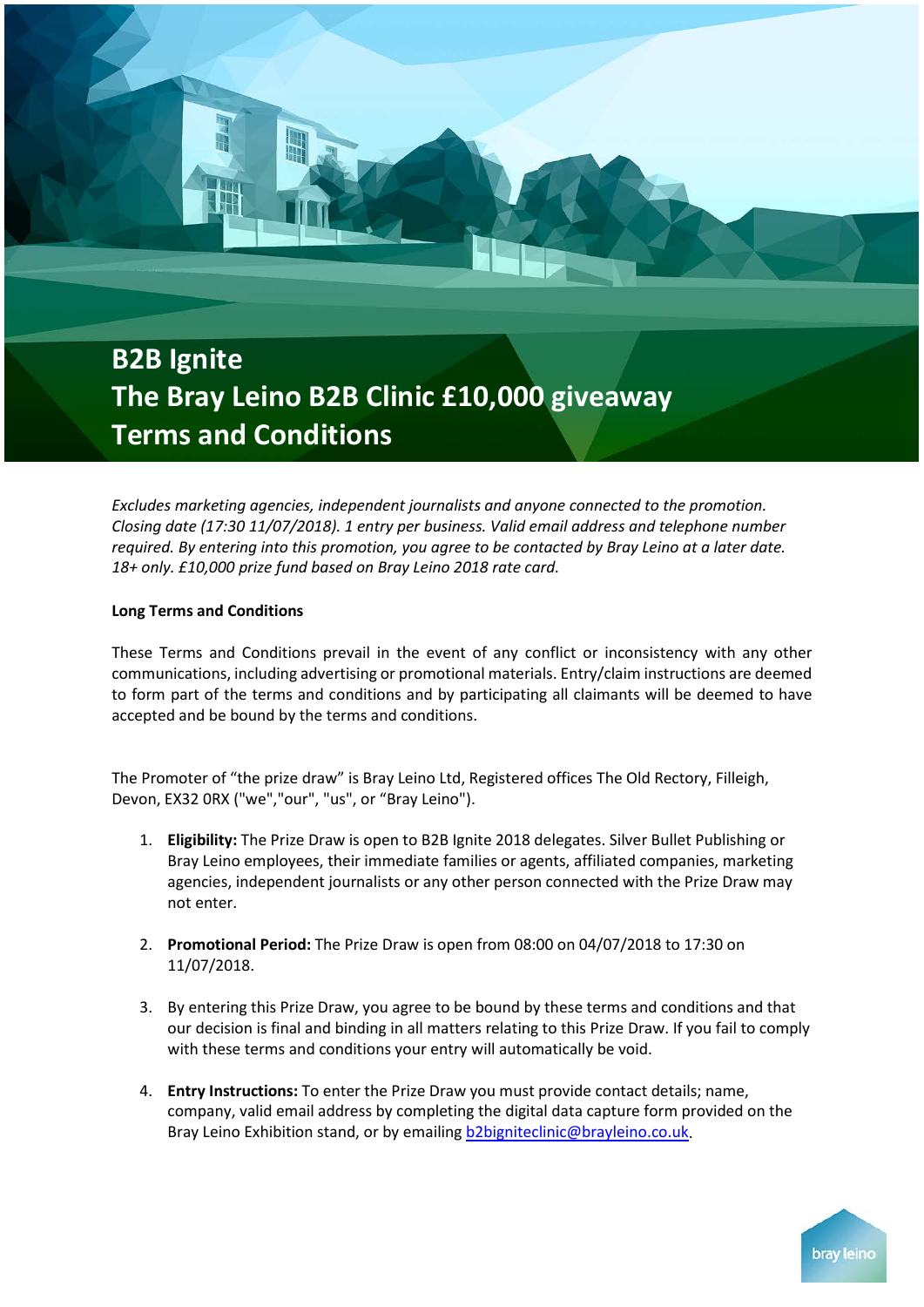# B2B Ignite
# The Bray Leino B2B Clinic £10,000 giveaway
# Terms and Conditions

*Excludes marketing agencies, independent journalists and anyone connected to the promotion. Closing date (17:30 11/07/2018). 1 entry per business. Valid email address and telephone number required. By entering into this promotion, you agree to be contacted by Bray Leino at a later date. 18+ only. £10,000 prize fund based on Bray Leino 2018 rate card.*

**Long Terms and Conditions**

These Terms and Conditions prevail in the event of any conflict or inconsistency with any other communications, including advertising or promotional materials. Entry/claim instructions are deemed to form part of the terms and conditions and by participating all claimants will be deemed to have accepted and be bound by the terms and conditions.

The Promoter of "the prize draw" is Bray Leino Ltd, Registered offices The Old Rectory, Filleigh, Devon, EX32 0RX ("we","our", "us", or "Bray Leino").

1. **Eligibility:** The Prize Draw is open to B2B Ignite 2018 delegates. Silver Bullet Publishing or Bray Leino employees, their immediate families or agents, affiliated companies, marketing agencies, independent journalists or any other person connected with the Prize Draw may not enter.

2. **Promotional Period:** The Prize Draw is open from 08:00 on 04/07/2018 to 17:30 on 11/07/2018.

3. By entering this Prize Draw, you agree to be bound by these terms and conditions and that our decision is final and binding in all matters relating to this Prize Draw. If you fail to comply with these terms and conditions your entry will automatically be void.

4. **Entry Instructions:** To enter the Prize Draw you must provide contact details; name, company, valid email address by completing the digital data capture form provided on the Bray Leino Exhibition stand, or by emailing b2bigniteclinic@brayleino.co.uk.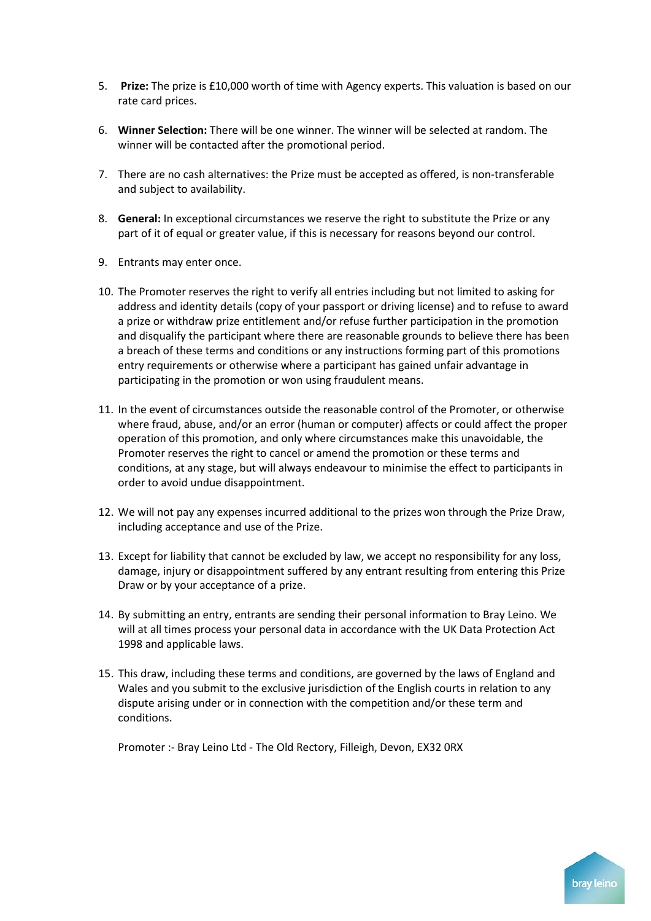5. **Prize:** The prize is £10,000 worth of time with Agency experts. This valuation is based on our rate card prices.

6. **Winner Selection:** There will be one winner. The winner will be selected at random. The winner will be contacted after the promotional period.

7. There are no cash alternatives: the Prize must be accepted as offered, is non-transferable and subject to availability.

8. **General:** In exceptional circumstances we reserve the right to substitute the Prize or any part of it of equal or greater value, if this is necessary for reasons beyond our control.

9. Entrants may enter once.

10. The Promoter reserves the right to verify all entries including but not limited to asking for address and identity details (copy of your passport or driving license) and to refuse to award a prize or withdraw prize entitlement and/or refuse further participation in the promotion and disqualify the participant where there are reasonable grounds to believe there has been a breach of these terms and conditions or any instructions forming part of this promotions entry requirements or otherwise where a participant has gained unfair advantage in participating in the promotion or won using fraudulent means.

11. In the event of circumstances outside the reasonable control of the Promoter, or otherwise where fraud, abuse, and/or an error (human or computer) affects or could affect the proper operation of this promotion, and only where circumstances make this unavoidable, the Promoter reserves the right to cancel or amend the promotion or these terms and conditions, at any stage, but will always endeavour to minimise the effect to participants in order to avoid undue disappointment.

12. We will not pay any expenses incurred additional to the prizes won through the Prize Draw, including acceptance and use of the Prize.

13. Except for liability that cannot be excluded by law, we accept no responsibility for any loss, damage, injury or disappointment suffered by any entrant resulting from entering this Prize Draw or by your acceptance of a prize.

14. By submitting an entry, entrants are sending their personal information to Bray Leino. We will at all times process your personal data in accordance with the UK Data Protection Act 1998 and applicable laws.

15. This draw, including these terms and conditions, are governed by the laws of England and Wales and you submit to the exclusive jurisdiction of the English courts in relation to any dispute arising under or in connection with the competition and/or these term and conditions.

Promoter :- Bray Leino Ltd - The Old Rectory, Filleigh, Devon, EX32 0RX